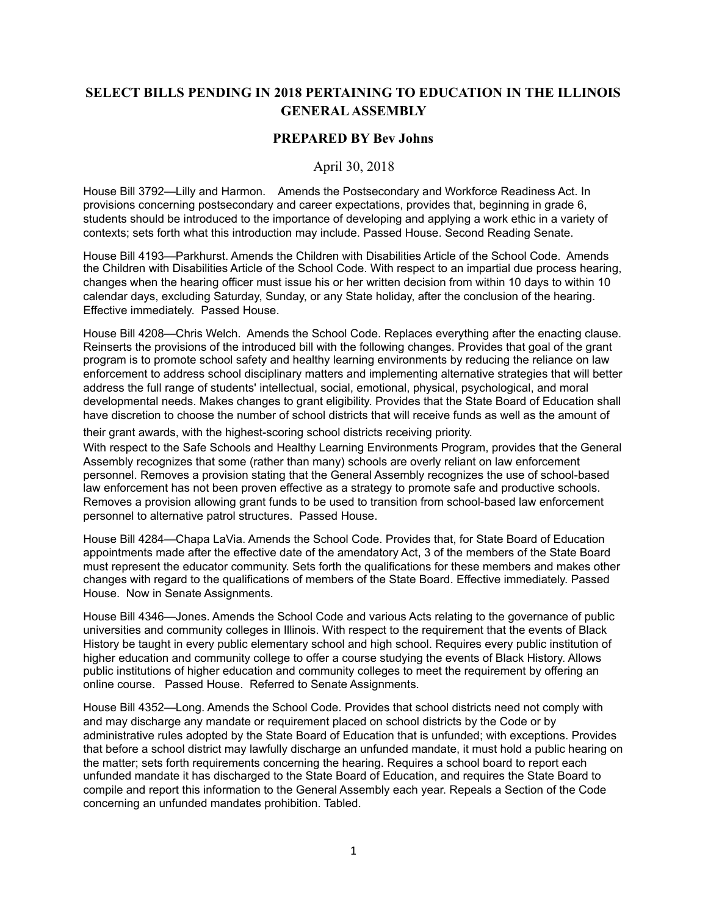# SELECT BILLS PENDING IN 2018 PERTAINING TO EDUCATION IN THE ILLINOIS GENERAL ASSEMBLY

## PREPARED BY Bev Johns

April 30, 2018

House Bill 3792—Lilly and Harmon. Amends the Postsecondary and Workforce Readiness Act. In provisions concerning postsecondary and career expectations, provides that, beginning in grade 6, students should be introduced to the importance of developing and applying a work ethic in a variety of contexts; sets forth what this introduction may include. Passed House. Second Reading Senate.

House Bill 4193—Parkhurst. Amends the Children with Disabilities Article of the School Code. Amends the Children with Disabilities Article of the School Code. With respect to an impartial due process hearing, changes when the hearing officer must issue his or her written decision from within 10 days to within 10 calendar days, excluding Saturday, Sunday, or any State holiday, after the conclusion of the hearing. Effective immediately. Passed House.

House Bill 4208—Chris Welch. Amends the School Code. Replaces everything after the enacting clause. Reinserts the provisions of the introduced bill with the following changes. Provides that goal of the grant program is to promote school safety and healthy learning environments by reducing the reliance on law enforcement to address school disciplinary matters and implementing alternative strategies that will better address the full range of students' intellectual, social, emotional, physical, psychological, and moral developmental needs. Makes changes to grant eligibility. Provides that the State Board of Education shall have discretion to choose the number of school districts that will receive funds as well as the amount of their grant awards, with the highest-scoring school districts receiving priority.
With respect to the Safe Schools and Healthy Learning Environments Program, provides that the General Assembly recognizes that some (rather than many) schools are overly reliant on law enforcement personnel. Removes a provision stating that the General Assembly recognizes the use of school-based law enforcement has not been proven effective as a strategy to promote safe and productive schools. Removes a provision allowing grant funds to be used to transition from school-based law enforcement personnel to alternative patrol structures. Passed House.

House Bill 4284—Chapa LaVia. Amends the School Code. Provides that, for State Board of Education appointments made after the effective date of the amendatory Act, 3 of the members of the State Board must represent the educator community. Sets forth the qualifications for these members and makes other changes with regard to the qualifications of members of the State Board. Effective immediately. Passed House. Now in Senate Assignments.

House Bill 4346—Jones. Amends the School Code and various Acts relating to the governance of public universities and community colleges in Illinois. With respect to the requirement that the events of Black History be taught in every public elementary school and high school. Requires every public institution of higher education and community college to offer a course studying the events of Black History. Allows public institutions of higher education and community colleges to meet the requirement by offering an online course. Passed House. Referred to Senate Assignments.

House Bill 4352—Long. Amends the School Code. Provides that school districts need not comply with and may discharge any mandate or requirement placed on school districts by the Code or by administrative rules adopted by the State Board of Education that is unfunded; with exceptions. Provides that before a school district may lawfully discharge an unfunded mandate, it must hold a public hearing on the matter; sets forth requirements concerning the hearing. Requires a school board to report each unfunded mandate it has discharged to the State Board of Education, and requires the State Board to compile and report this information to the General Assembly each year. Repeals a Section of the Code concerning an unfunded mandates prohibition. Tabled.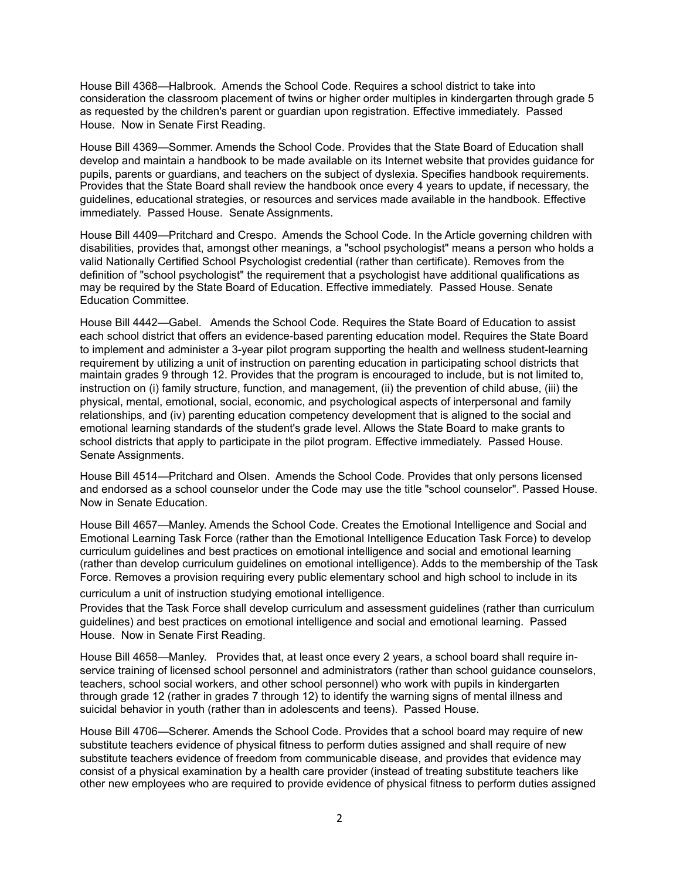House Bill 4368—Halbrook. Amends the School Code. Requires a school district to take into consideration the classroom placement of twins or higher order multiples in kindergarten through grade 5 as requested by the children's parent or guardian upon registration. Effective immediately. Passed House. Now in Senate First Reading.

House Bill 4369—Sommer. Amends the School Code. Provides that the State Board of Education shall develop and maintain a handbook to be made available on its Internet website that provides guidance for pupils, parents or guardians, and teachers on the subject of dyslexia. Specifies handbook requirements. Provides that the State Board shall review the handbook once every 4 years to update, if necessary, the guidelines, educational strategies, or resources and services made available in the handbook. Effective immediately. Passed House. Senate Assignments.

House Bill 4409—Pritchard and Crespo. Amends the School Code. In the Article governing children with disabilities, provides that, amongst other meanings, a "school psychologist" means a person who holds a valid Nationally Certified School Psychologist credential (rather than certificate). Removes from the definition of "school psychologist" the requirement that a psychologist have additional qualifications as may be required by the State Board of Education. Effective immediately. Passed House. Senate Education Committee.

House Bill 4442—Gabel. Amends the School Code. Requires the State Board of Education to assist each school district that offers an evidence-based parenting education model. Requires the State Board to implement and administer a 3-year pilot program supporting the health and wellness student-learning requirement by utilizing a unit of instruction on parenting education in participating school districts that maintain grades 9 through 12. Provides that the program is encouraged to include, but is not limited to, instruction on (i) family structure, function, and management, (ii) the prevention of child abuse, (iii) the physical, mental, emotional, social, economic, and psychological aspects of interpersonal and family relationships, and (iv) parenting education competency development that is aligned to the social and emotional learning standards of the student's grade level. Allows the State Board to make grants to school districts that apply to participate in the pilot program. Effective immediately. Passed House. Senate Assignments.

House Bill 4514—Pritchard and Olsen. Amends the School Code. Provides that only persons licensed and endorsed as a school counselor under the Code may use the title "school counselor". Passed House. Now in Senate Education.

House Bill 4657—Manley. Amends the School Code. Creates the Emotional Intelligence and Social and Emotional Learning Task Force (rather than the Emotional Intelligence Education Task Force) to develop curriculum guidelines and best practices on emotional intelligence and social and emotional learning (rather than develop curriculum guidelines on emotional intelligence). Adds to the membership of the Task Force. Removes a provision requiring every public elementary school and high school to include in its curriculum a unit of instruction studying emotional intelligence.
Provides that the Task Force shall develop curriculum and assessment guidelines (rather than curriculum guidelines) and best practices on emotional intelligence and social and emotional learning. Passed House. Now in Senate First Reading.

House Bill 4658—Manley. Provides that, at least once every 2 years, a school board shall require in-service training of licensed school personnel and administrators (rather than school guidance counselors, teachers, school social workers, and other school personnel) who work with pupils in kindergarten through grade 12 (rather in grades 7 through 12) to identify the warning signs of mental illness and suicidal behavior in youth (rather than in adolescents and teens). Passed House.

House Bill 4706—Scherer. Amends the School Code. Provides that a school board may require of new substitute teachers evidence of physical fitness to perform duties assigned and shall require of new substitute teachers evidence of freedom from communicable disease, and provides that evidence may consist of a physical examination by a health care provider (instead of treating substitute teachers like other new employees who are required to provide evidence of physical fitness to perform duties assigned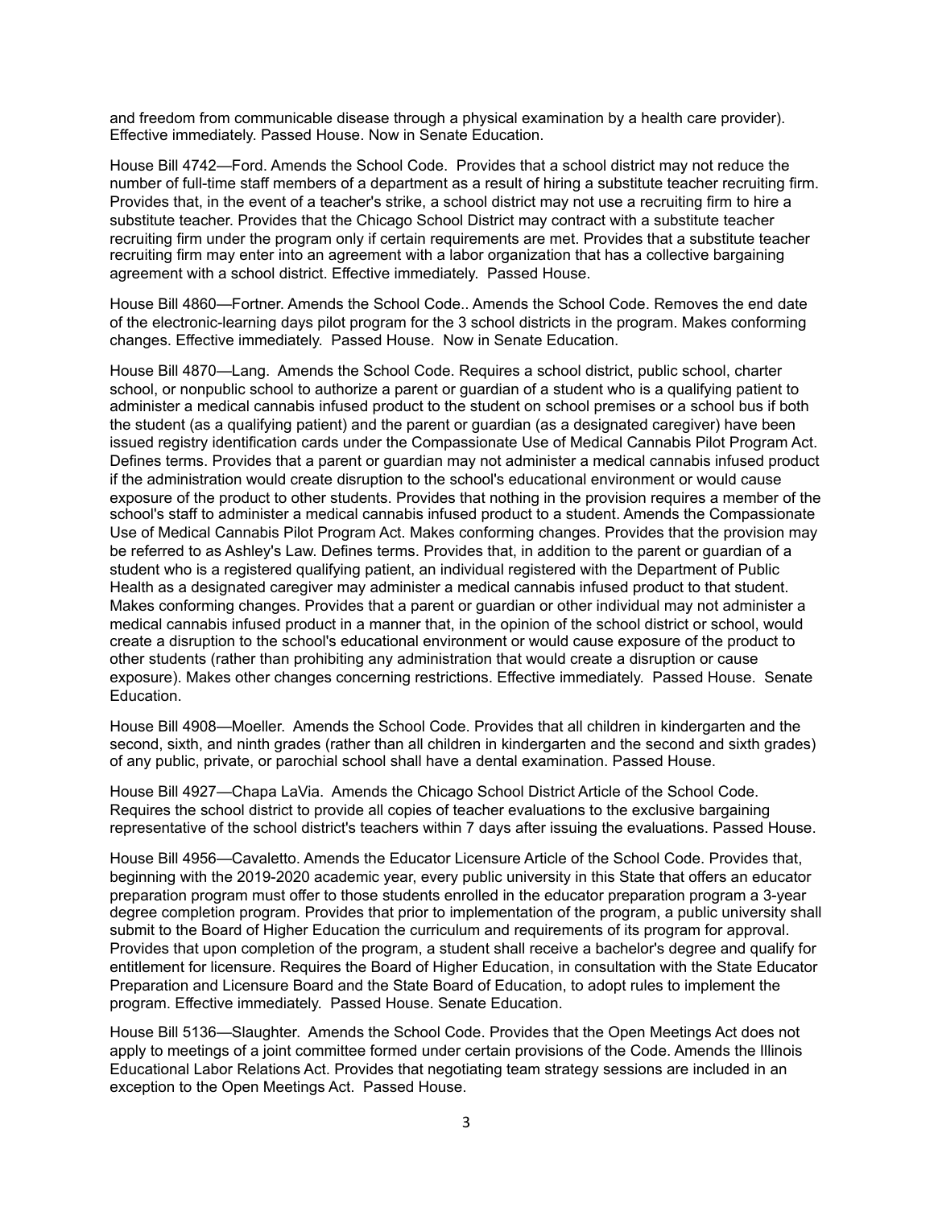and freedom from communicable disease through a physical examination by a health care provider). Effective immediately. Passed House. Now in Senate Education.

House Bill 4742—Ford. Amends the School Code. Provides that a school district may not reduce the number of full-time staff members of a department as a result of hiring a substitute teacher recruiting firm. Provides that, in the event of a teacher's strike, a school district may not use a recruiting firm to hire a substitute teacher. Provides that the Chicago School District may contract with a substitute teacher recruiting firm under the program only if certain requirements are met. Provides that a substitute teacher recruiting firm may enter into an agreement with a labor organization that has a collective bargaining agreement with a school district. Effective immediately. Passed House.

House Bill 4860—Fortner. Amends the School Code.. Amends the School Code. Removes the end date of the electronic-learning days pilot program for the 3 school districts in the program. Makes conforming changes. Effective immediately. Passed House. Now in Senate Education.

House Bill 4870—Lang. Amends the School Code. Requires a school district, public school, charter school, or nonpublic school to authorize a parent or guardian of a student who is a qualifying patient to administer a medical cannabis infused product to the student on school premises or a school bus if both the student (as a qualifying patient) and the parent or guardian (as a designated caregiver) have been issued registry identification cards under the Compassionate Use of Medical Cannabis Pilot Program Act. Defines terms. Provides that a parent or guardian may not administer a medical cannabis infused product if the administration would create disruption to the school's educational environment or would cause exposure of the product to other students. Provides that nothing in the provision requires a member of the school's staff to administer a medical cannabis infused product to a student. Amends the Compassionate Use of Medical Cannabis Pilot Program Act. Makes conforming changes. Provides that the provision may be referred to as Ashley's Law. Defines terms. Provides that, in addition to the parent or guardian of a student who is a registered qualifying patient, an individual registered with the Department of Public Health as a designated caregiver may administer a medical cannabis infused product to that student. Makes conforming changes. Provides that a parent or guardian or other individual may not administer a medical cannabis infused product in a manner that, in the opinion of the school district or school, would create a disruption to the school's educational environment or would cause exposure of the product to other students (rather than prohibiting any administration that would create a disruption or cause exposure). Makes other changes concerning restrictions. Effective immediately. Passed House. Senate Education.

House Bill 4908—Moeller. Amends the School Code. Provides that all children in kindergarten and the second, sixth, and ninth grades (rather than all children in kindergarten and the second and sixth grades) of any public, private, or parochial school shall have a dental examination. Passed House.

House Bill 4927—Chapa LaVia. Amends the Chicago School District Article of the School Code. Requires the school district to provide all copies of teacher evaluations to the exclusive bargaining representative of the school district's teachers within 7 days after issuing the evaluations. Passed House.

House Bill 4956—Cavaletto. Amends the Educator Licensure Article of the School Code. Provides that, beginning with the 2019-2020 academic year, every public university in this State that offers an educator preparation program must offer to those students enrolled in the educator preparation program a 3-year degree completion program. Provides that prior to implementation of the program, a public university shall submit to the Board of Higher Education the curriculum and requirements of its program for approval. Provides that upon completion of the program, a student shall receive a bachelor's degree and qualify for entitlement for licensure. Requires the Board of Higher Education, in consultation with the State Educator Preparation and Licensure Board and the State Board of Education, to adopt rules to implement the program. Effective immediately. Passed House. Senate Education.

House Bill 5136—Slaughter. Amends the School Code. Provides that the Open Meetings Act does not apply to meetings of a joint committee formed under certain provisions of the Code. Amends the Illinois Educational Labor Relations Act. Provides that negotiating team strategy sessions are included in an exception to the Open Meetings Act. Passed House.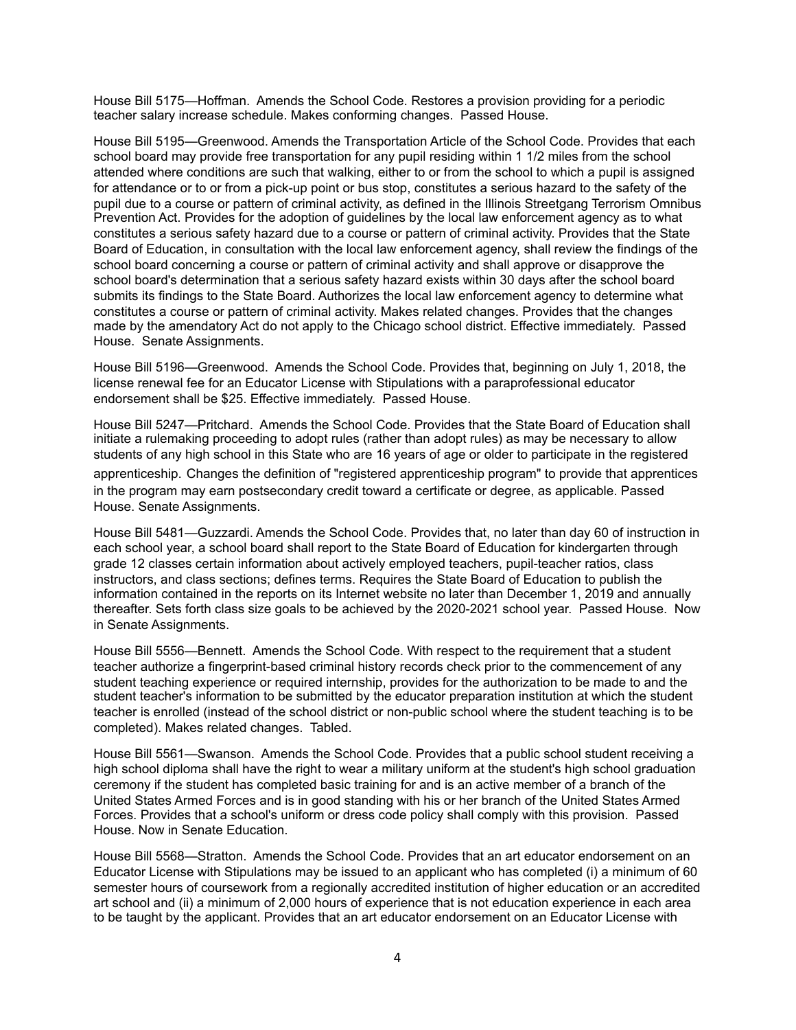House Bill 5175—Hoffman. Amends the School Code. Restores a provision providing for a periodic teacher salary increase schedule. Makes conforming changes. Passed House.

House Bill 5195—Greenwood. Amends the Transportation Article of the School Code. Provides that each school board may provide free transportation for any pupil residing within 1 1/2 miles from the school attended where conditions are such that walking, either to or from the school to which a pupil is assigned for attendance or to or from a pick-up point or bus stop, constitutes a serious hazard to the safety of the pupil due to a course or pattern of criminal activity, as defined in the Illinois Streetgang Terrorism Omnibus Prevention Act. Provides for the adoption of guidelines by the local law enforcement agency as to what constitutes a serious safety hazard due to a course or pattern of criminal activity. Provides that the State Board of Education, in consultation with the local law enforcement agency, shall review the findings of the school board concerning a course or pattern of criminal activity and shall approve or disapprove the school board's determination that a serious safety hazard exists within 30 days after the school board submits its findings to the State Board. Authorizes the local law enforcement agency to determine what constitutes a course or pattern of criminal activity. Makes related changes. Provides that the changes made by the amendatory Act do not apply to the Chicago school district. Effective immediately. Passed House. Senate Assignments.

House Bill 5196—Greenwood. Amends the School Code. Provides that, beginning on July 1, 2018, the license renewal fee for an Educator License with Stipulations with a paraprofessional educator endorsement shall be $25. Effective immediately. Passed House.

House Bill 5247—Pritchard. Amends the School Code. Provides that the State Board of Education shall initiate a rulemaking proceeding to adopt rules (rather than adopt rules) as may be necessary to allow students of any high school in this State who are 16 years of age or older to participate in the registered apprenticeship. Changes the definition of "registered apprenticeship program" to provide that apprentices in the program may earn postsecondary credit toward a certificate or degree, as applicable. Passed House. Senate Assignments.

House Bill 5481—Guzzardi. Amends the School Code. Provides that, no later than day 60 of instruction in each school year, a school board shall report to the State Board of Education for kindergarten through grade 12 classes certain information about actively employed teachers, pupil-teacher ratios, class instructors, and class sections; defines terms. Requires the State Board of Education to publish the information contained in the reports on its Internet website no later than December 1, 2019 and annually thereafter. Sets forth class size goals to be achieved by the 2020-2021 school year. Passed House. Now in Senate Assignments.

House Bill 5556—Bennett. Amends the School Code. With respect to the requirement that a student teacher authorize a fingerprint-based criminal history records check prior to the commencement of any student teaching experience or required internship, provides for the authorization to be made to and the student teacher's information to be submitted by the educator preparation institution at which the student teacher is enrolled (instead of the school district or non-public school where the student teaching is to be completed). Makes related changes. Tabled.

House Bill 5561—Swanson. Amends the School Code. Provides that a public school student receiving a high school diploma shall have the right to wear a military uniform at the student's high school graduation ceremony if the student has completed basic training for and is an active member of a branch of the United States Armed Forces and is in good standing with his or her branch of the United States Armed Forces. Provides that a school's uniform or dress code policy shall comply with this provision. Passed House. Now in Senate Education.

House Bill 5568—Stratton. Amends the School Code. Provides that an art educator endorsement on an Educator License with Stipulations may be issued to an applicant who has completed (i) a minimum of 60 semester hours of coursework from a regionally accredited institution of higher education or an accredited art school and (ii) a minimum of 2,000 hours of experience that is not education experience in each area to be taught by the applicant. Provides that an art educator endorsement on an Educator License with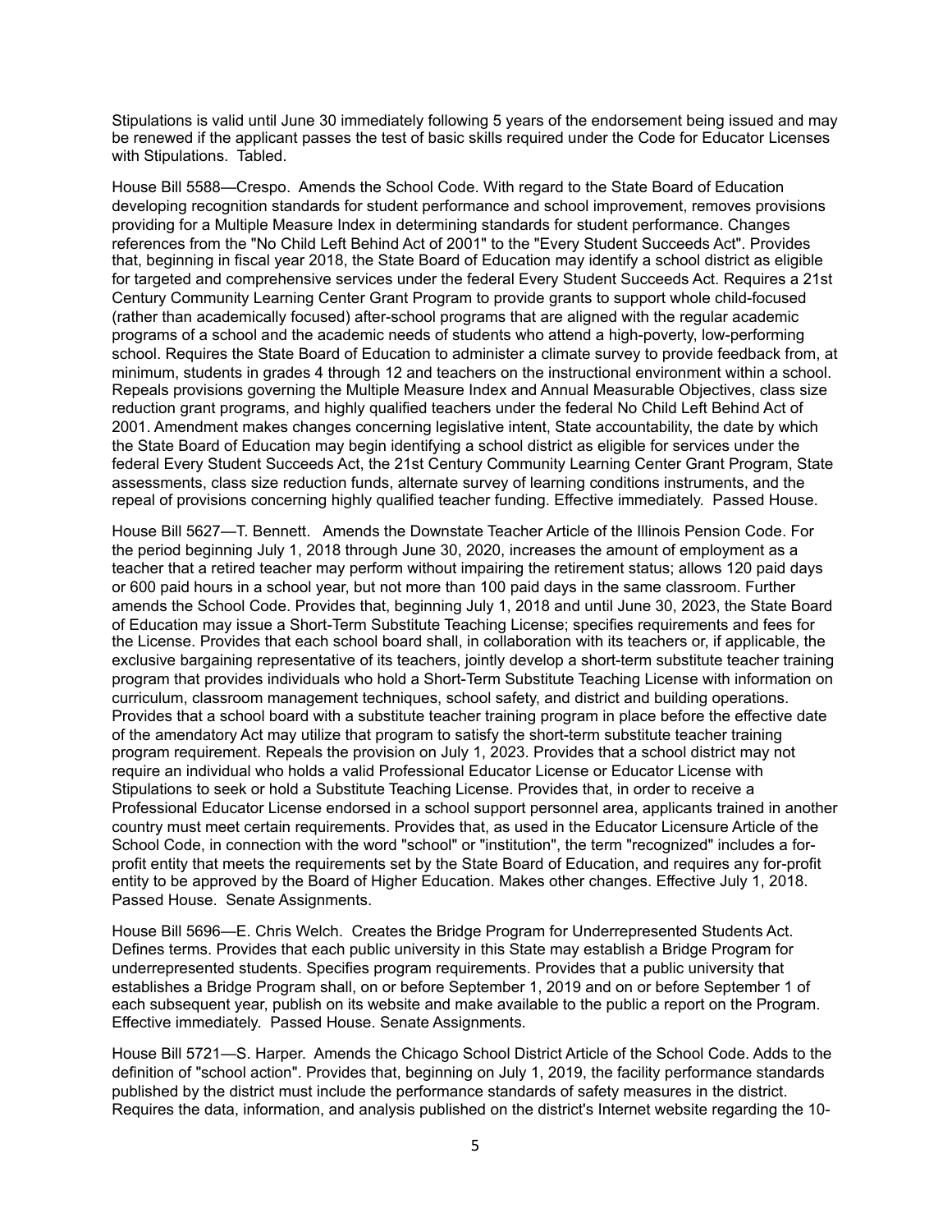Stipulations is valid until June 30 immediately following 5 years of the endorsement being issued and may be renewed if the applicant passes the test of basic skills required under the Code for Educator Licenses with Stipulations. Tabled.

House Bill 5588—Crespo. Amends the School Code. With regard to the State Board of Education developing recognition standards for student performance and school improvement, removes provisions providing for a Multiple Measure Index in determining standards for student performance. Changes references from the "No Child Left Behind Act of 2001" to the "Every Student Succeeds Act". Provides that, beginning in fiscal year 2018, the State Board of Education may identify a school district as eligible for targeted and comprehensive services under the federal Every Student Succeeds Act. Requires a 21st Century Community Learning Center Grant Program to provide grants to support whole child-focused (rather than academically focused) after-school programs that are aligned with the regular academic programs of a school and the academic needs of students who attend a high-poverty, low-performing school. Requires the State Board of Education to administer a climate survey to provide feedback from, at minimum, students in grades 4 through 12 and teachers on the instructional environment within a school. Repeals provisions governing the Multiple Measure Index and Annual Measurable Objectives, class size reduction grant programs, and highly qualified teachers under the federal No Child Left Behind Act of 2001. Amendment makes changes concerning legislative intent, State accountability, the date by which the State Board of Education may begin identifying a school district as eligible for services under the federal Every Student Succeeds Act, the 21st Century Community Learning Center Grant Program, State assessments, class size reduction funds, alternate survey of learning conditions instruments, and the repeal of provisions concerning highly qualified teacher funding. Effective immediately. Passed House.

House Bill 5627—T. Bennett. Amends the Downstate Teacher Article of the Illinois Pension Code. For the period beginning July 1, 2018 through June 30, 2020, increases the amount of employment as a teacher that a retired teacher may perform without impairing the retirement status; allows 120 paid days or 600 paid hours in a school year, but not more than 100 paid days in the same classroom. Further amends the School Code. Provides that, beginning July 1, 2018 and until June 30, 2023, the State Board of Education may issue a Short-Term Substitute Teaching License; specifies requirements and fees for the License. Provides that each school board shall, in collaboration with its teachers or, if applicable, the exclusive bargaining representative of its teachers, jointly develop a short-term substitute teacher training program that provides individuals who hold a Short-Term Substitute Teaching License with information on curriculum, classroom management techniques, school safety, and district and building operations. Provides that a school board with a substitute teacher training program in place before the effective date of the amendatory Act may utilize that program to satisfy the short-term substitute teacher training program requirement. Repeals the provision on July 1, 2023. Provides that a school district may not require an individual who holds a valid Professional Educator License or Educator License with Stipulations to seek or hold a Substitute Teaching License. Provides that, in order to receive a Professional Educator License endorsed in a school support personnel area, applicants trained in another country must meet certain requirements. Provides that, as used in the Educator Licensure Article of the School Code, in connection with the word "school" or "institution", the term "recognized" includes a for-profit entity that meets the requirements set by the State Board of Education, and requires any for-profit entity to be approved by the Board of Higher Education. Makes other changes. Effective July 1, 2018. Passed House. Senate Assignments.

House Bill 5696—E. Chris Welch. Creates the Bridge Program for Underrepresented Students Act. Defines terms. Provides that each public university in this State may establish a Bridge Program for underrepresented students. Specifies program requirements. Provides that a public university that establishes a Bridge Program shall, on or before September 1, 2019 and on or before September 1 of each subsequent year, publish on its website and make available to the public a report on the Program. Effective immediately. Passed House. Senate Assignments.

House Bill 5721—S. Harper. Amends the Chicago School District Article of the School Code. Adds to the definition of "school action". Provides that, beginning on July 1, 2019, the facility performance standards published by the district must include the performance standards of safety measures in the district. Requires the data, information, and analysis published on the district's Internet website regarding the 10-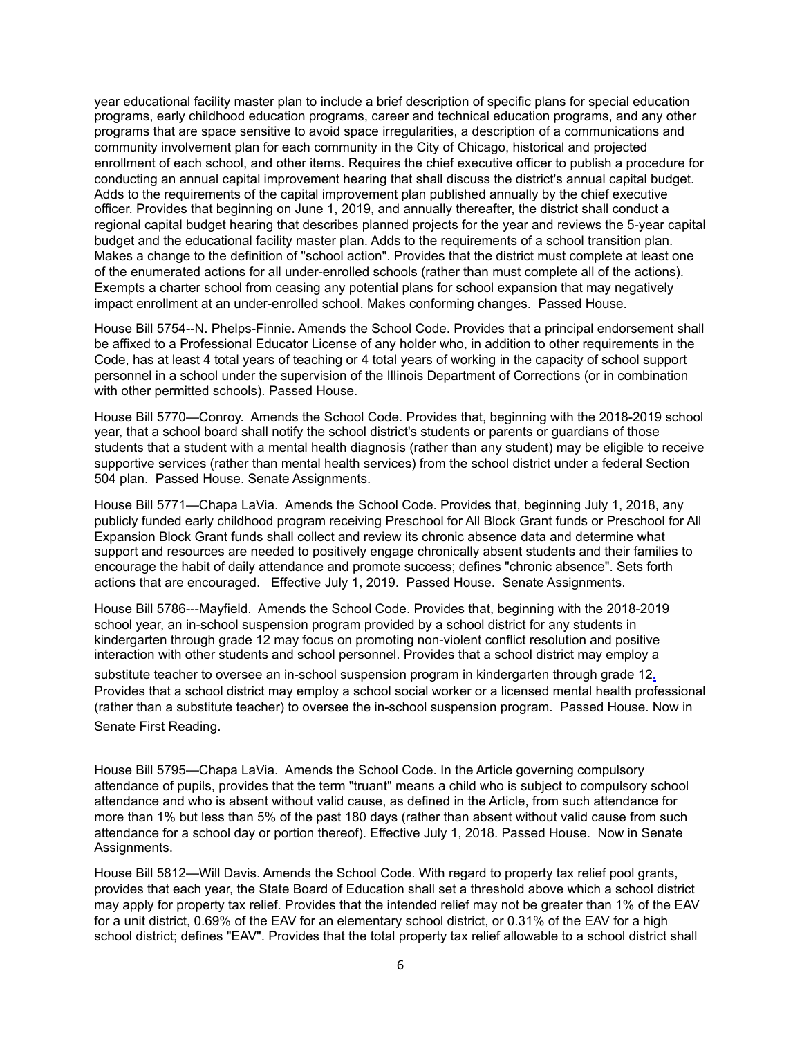year educational facility master plan to include a brief description of specific plans for special education programs, early childhood education programs, career and technical education programs, and any other programs that are space sensitive to avoid space irregularities, a description of a communications and community involvement plan for each community in the City of Chicago, historical and projected enrollment of each school, and other items. Requires the chief executive officer to publish a procedure for conducting an annual capital improvement hearing that shall discuss the district's annual capital budget. Adds to the requirements of the capital improvement plan published annually by the chief executive officer. Provides that beginning on June 1, 2019, and annually thereafter, the district shall conduct a regional capital budget hearing that describes planned projects for the year and reviews the 5-year capital budget and the educational facility master plan. Adds to the requirements of a school transition plan. Makes a change to the definition of "school action". Provides that the district must complete at least one of the enumerated actions for all under-enrolled schools (rather than must complete all of the actions). Exempts a charter school from ceasing any potential plans for school expansion that may negatively impact enrollment at an under-enrolled school. Makes conforming changes. Passed House.

House Bill 5754--N. Phelps-Finnie. Amends the School Code. Provides that a principal endorsement shall be affixed to a Professional Educator License of any holder who, in addition to other requirements in the Code, has at least 4 total years of teaching or 4 total years of working in the capacity of school support personnel in a school under the supervision of the Illinois Department of Corrections (or in combination with other permitted schools). Passed House.

House Bill 5770—Conroy. Amends the School Code. Provides that, beginning with the 2018-2019 school year, that a school board shall notify the school district's students or parents or guardians of those students that a student with a mental health diagnosis (rather than any student) may be eligible to receive supportive services (rather than mental health services) from the school district under a federal Section 504 plan. Passed House. Senate Assignments.

House Bill 5771—Chapa LaVia. Amends the School Code. Provides that, beginning July 1, 2018, any publicly funded early childhood program receiving Preschool for All Block Grant funds or Preschool for All Expansion Block Grant funds shall collect and review its chronic absence data and determine what support and resources are needed to positively engage chronically absent students and their families to encourage the habit of daily attendance and promote success; defines "chronic absence". Sets forth actions that are encouraged. Effective July 1, 2019. Passed House. Senate Assignments.

House Bill 5786---Mayfield. Amends the School Code. Provides that, beginning with the 2018-2019 school year, an in-school suspension program provided by a school district for any students in kindergarten through grade 12 may focus on promoting non-violent conflict resolution and positive interaction with other students and school personnel. Provides that a school district may employ a substitute teacher to oversee an in-school suspension program in kindergarten through grade 12. Provides that a school district may employ a school social worker or a licensed mental health professional (rather than a substitute teacher) to oversee the in-school suspension program. Passed House. Now in Senate First Reading.

House Bill 5795—Chapa LaVia. Amends the School Code. In the Article governing compulsory attendance of pupils, provides that the term "truant" means a child who is subject to compulsory school attendance and who is absent without valid cause, as defined in the Article, from such attendance for more than 1% but less than 5% of the past 180 days (rather than absent without valid cause from such attendance for a school day or portion thereof). Effective July 1, 2018. Passed House. Now in Senate Assignments.

House Bill 5812—Will Davis. Amends the School Code. With regard to property tax relief pool grants, provides that each year, the State Board of Education shall set a threshold above which a school district may apply for property tax relief. Provides that the intended relief may not be greater than 1% of the EAV for a unit district, 0.69% of the EAV for an elementary school district, or 0.31% of the EAV for a high school district; defines "EAV". Provides that the total property tax relief allowable to a school district shall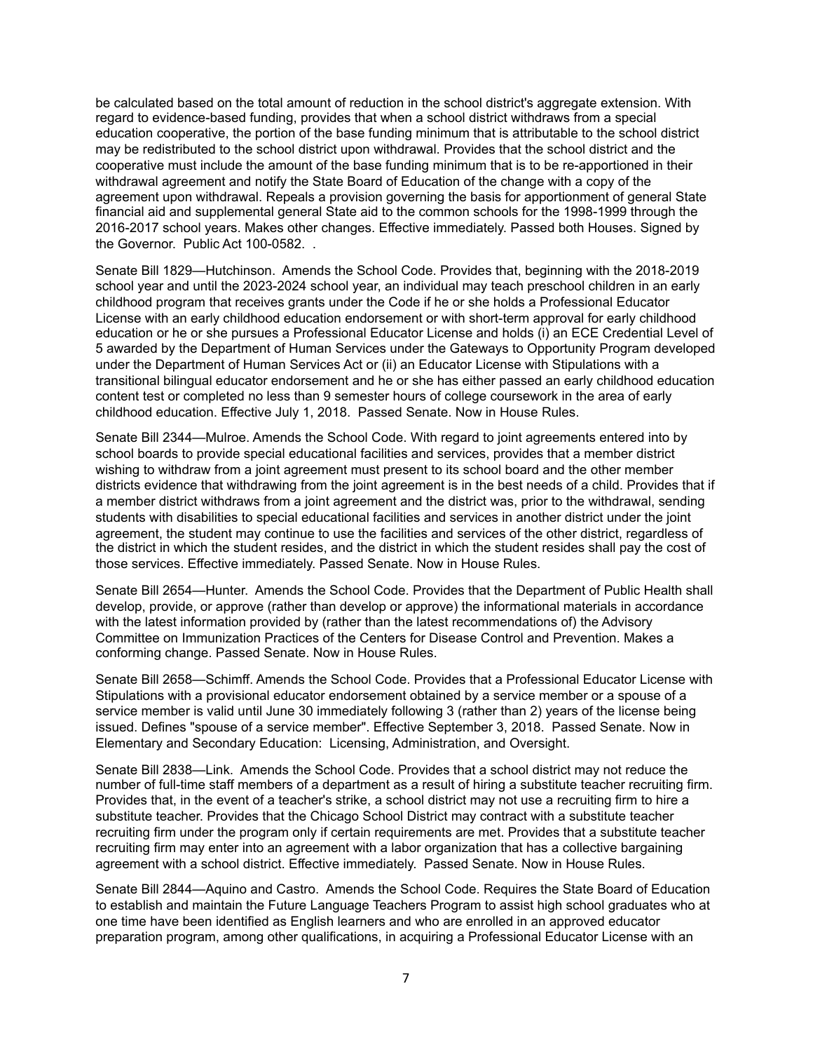be calculated based on the total amount of reduction in the school district's aggregate extension. With regard to evidence-based funding, provides that when a school district withdraws from a special education cooperative, the portion of the base funding minimum that is attributable to the school district may be redistributed to the school district upon withdrawal. Provides that the school district and the cooperative must include the amount of the base funding minimum that is to be re-apportioned in their withdrawal agreement and notify the State Board of Education of the change with a copy of the agreement upon withdrawal. Repeals a provision governing the basis for apportionment of general State financial aid and supplemental general State aid to the common schools for the 1998-1999 through the 2016-2017 school years. Makes other changes. Effective immediately. Passed both Houses. Signed by the Governor. Public Act 100-0582. .

Senate Bill 1829—Hutchinson. Amends the School Code. Provides that, beginning with the 2018-2019 school year and until the 2023-2024 school year, an individual may teach preschool children in an early childhood program that receives grants under the Code if he or she holds a Professional Educator License with an early childhood education endorsement or with short-term approval for early childhood education or he or she pursues a Professional Educator License and holds (i) an ECE Credential Level of 5 awarded by the Department of Human Services under the Gateways to Opportunity Program developed under the Department of Human Services Act or (ii) an Educator License with Stipulations with a transitional bilingual educator endorsement and he or she has either passed an early childhood education content test or completed no less than 9 semester hours of college coursework in the area of early childhood education. Effective July 1, 2018. Passed Senate. Now in House Rules.

Senate Bill 2344—Mulroe. Amends the School Code. With regard to joint agreements entered into by school boards to provide special educational facilities and services, provides that a member district wishing to withdraw from a joint agreement must present to its school board and the other member districts evidence that withdrawing from the joint agreement is in the best needs of a child. Provides that if a member district withdraws from a joint agreement and the district was, prior to the withdrawal, sending students with disabilities to special educational facilities and services in another district under the joint agreement, the student may continue to use the facilities and services of the other district, regardless of the district in which the student resides, and the district in which the student resides shall pay the cost of those services. Effective immediately. Passed Senate. Now in House Rules.

Senate Bill 2654—Hunter. Amends the School Code. Provides that the Department of Public Health shall develop, provide, or approve (rather than develop or approve) the informational materials in accordance with the latest information provided by (rather than the latest recommendations of) the Advisory Committee on Immunization Practices of the Centers for Disease Control and Prevention. Makes a conforming change. Passed Senate. Now in House Rules.

Senate Bill 2658—Schimff. Amends the School Code. Provides that a Professional Educator License with Stipulations with a provisional educator endorsement obtained by a service member or a spouse of a service member is valid until June 30 immediately following 3 (rather than 2) years of the license being issued. Defines "spouse of a service member". Effective September 3, 2018. Passed Senate. Now in Elementary and Secondary Education: Licensing, Administration, and Oversight.

Senate Bill 2838—Link. Amends the School Code. Provides that a school district may not reduce the number of full-time staff members of a department as a result of hiring a substitute teacher recruiting firm. Provides that, in the event of a teacher's strike, a school district may not use a recruiting firm to hire a substitute teacher. Provides that the Chicago School District may contract with a substitute teacher recruiting firm under the program only if certain requirements are met. Provides that a substitute teacher recruiting firm may enter into an agreement with a labor organization that has a collective bargaining agreement with a school district. Effective immediately. Passed Senate. Now in House Rules.

Senate Bill 2844—Aquino and Castro. Amends the School Code. Requires the State Board of Education to establish and maintain the Future Language Teachers Program to assist high school graduates who at one time have been identified as English learners and who are enrolled in an approved educator preparation program, among other qualifications, in acquiring a Professional Educator License with an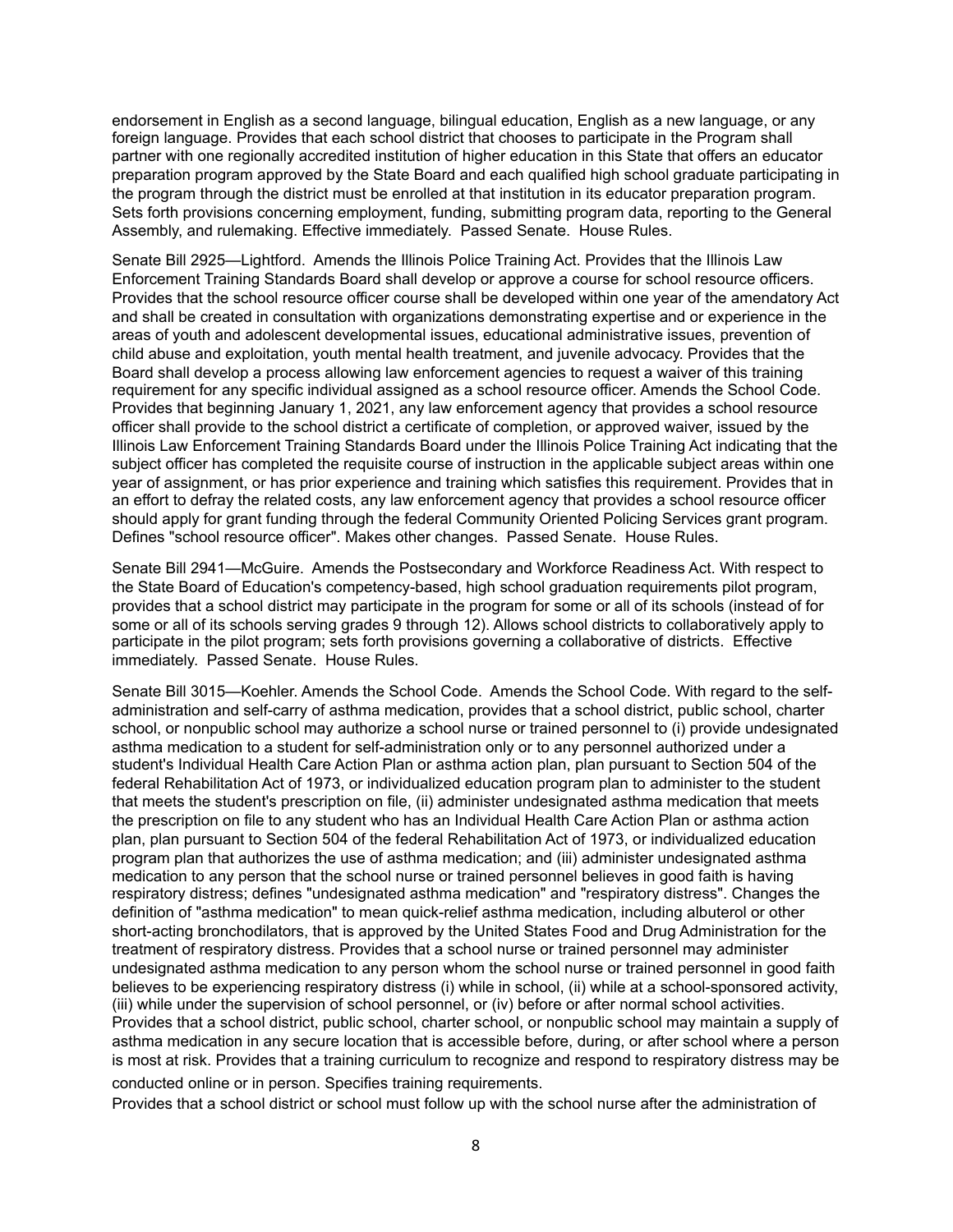endorsement in English as a second language, bilingual education, English as a new language, or any foreign language. Provides that each school district that chooses to participate in the Program shall partner with one regionally accredited institution of higher education in this State that offers an educator preparation program approved by the State Board and each qualified high school graduate participating in the program through the district must be enrolled at that institution in its educator preparation program. Sets forth provisions concerning employment, funding, submitting program data, reporting to the General Assembly, and rulemaking. Effective immediately. Passed Senate. House Rules.

Senate Bill 2925—Lightford. Amends the Illinois Police Training Act. Provides that the Illinois Law Enforcement Training Standards Board shall develop or approve a course for school resource officers. Provides that the school resource officer course shall be developed within one year of the amendatory Act and shall be created in consultation with organizations demonstrating expertise and or experience in the areas of youth and adolescent developmental issues, educational administrative issues, prevention of child abuse and exploitation, youth mental health treatment, and juvenile advocacy. Provides that the Board shall develop a process allowing law enforcement agencies to request a waiver of this training requirement for any specific individual assigned as a school resource officer. Amends the School Code. Provides that beginning January 1, 2021, any law enforcement agency that provides a school resource officer shall provide to the school district a certificate of completion, or approved waiver, issued by the Illinois Law Enforcement Training Standards Board under the Illinois Police Training Act indicating that the subject officer has completed the requisite course of instruction in the applicable subject areas within one year of assignment, or has prior experience and training which satisfies this requirement. Provides that in an effort to defray the related costs, any law enforcement agency that provides a school resource officer should apply for grant funding through the federal Community Oriented Policing Services grant program. Defines "school resource officer". Makes other changes. Passed Senate. House Rules.

Senate Bill 2941—McGuire. Amends the Postsecondary and Workforce Readiness Act. With respect to the State Board of Education's competency-based, high school graduation requirements pilot program, provides that a school district may participate in the program for some or all of its schools (instead of for some or all of its schools serving grades 9 through 12). Allows school districts to collaboratively apply to participate in the pilot program; sets forth provisions governing a collaborative of districts. Effective immediately. Passed Senate. House Rules.

Senate Bill 3015—Koehler. Amends the School Code. Amends the School Code. With regard to the self-administration and self-carry of asthma medication, provides that a school district, public school, charter school, or nonpublic school may authorize a school nurse or trained personnel to (i) provide undesignated asthma medication to a student for self-administration only or to any personnel authorized under a student's Individual Health Care Action Plan or asthma action plan, plan pursuant to Section 504 of the federal Rehabilitation Act of 1973, or individualized education program plan to administer to the student that meets the student's prescription on file, (ii) administer undesignated asthma medication that meets the prescription on file to any student who has an Individual Health Care Action Plan or asthma action plan, plan pursuant to Section 504 of the federal Rehabilitation Act of 1973, or individualized education program plan that authorizes the use of asthma medication; and (iii) administer undesignated asthma medication to any person that the school nurse or trained personnel believes in good faith is having respiratory distress; defines "undesignated asthma medication" and "respiratory distress". Changes the definition of "asthma medication" to mean quick-relief asthma medication, including albuterol or other short-acting bronchodilators, that is approved by the United States Food and Drug Administration for the treatment of respiratory distress. Provides that a school nurse or trained personnel may administer undesignated asthma medication to any person whom the school nurse or trained personnel in good faith believes to be experiencing respiratory distress (i) while in school, (ii) while at a school-sponsored activity, (iii) while under the supervision of school personnel, or (iv) before or after normal school activities. Provides that a school district, public school, charter school, or nonpublic school may maintain a supply of asthma medication in any secure location that is accessible before, during, or after school where a person is most at risk. Provides that a training curriculum to recognize and respond to respiratory distress may be conducted online or in person. Specifies training requirements.
Provides that a school district or school must follow up with the school nurse after the administration of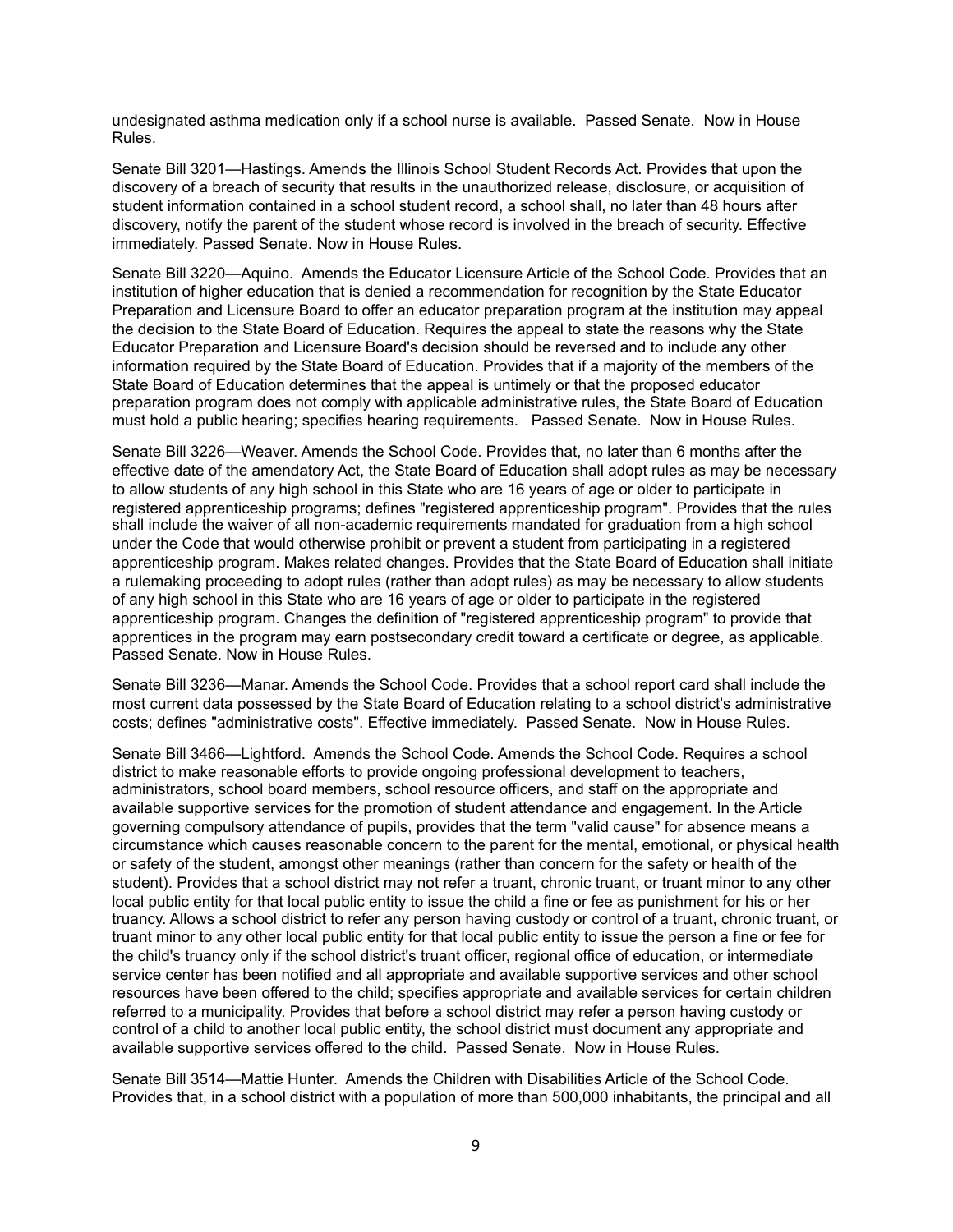undesignated asthma medication only if a school nurse is available. Passed Senate. Now in House Rules.

Senate Bill 3201—Hastings. Amends the Illinois School Student Records Act. Provides that upon the discovery of a breach of security that results in the unauthorized release, disclosure, or acquisition of student information contained in a school student record, a school shall, no later than 48 hours after discovery, notify the parent of the student whose record is involved in the breach of security. Effective immediately. Passed Senate. Now in House Rules.

Senate Bill 3220—Aquino. Amends the Educator Licensure Article of the School Code. Provides that an institution of higher education that is denied a recommendation for recognition by the State Educator Preparation and Licensure Board to offer an educator preparation program at the institution may appeal the decision to the State Board of Education. Requires the appeal to state the reasons why the State Educator Preparation and Licensure Board's decision should be reversed and to include any other information required by the State Board of Education. Provides that if a majority of the members of the State Board of Education determines that the appeal is untimely or that the proposed educator preparation program does not comply with applicable administrative rules, the State Board of Education must hold a public hearing; specifies hearing requirements. Passed Senate. Now in House Rules.

Senate Bill 3226—Weaver. Amends the School Code. Provides that, no later than 6 months after the effective date of the amendatory Act, the State Board of Education shall adopt rules as may be necessary to allow students of any high school in this State who are 16 years of age or older to participate in registered apprenticeship programs; defines "registered apprenticeship program". Provides that the rules shall include the waiver of all non-academic requirements mandated for graduation from a high school under the Code that would otherwise prohibit or prevent a student from participating in a registered apprenticeship program. Makes related changes. Provides that the State Board of Education shall initiate a rulemaking proceeding to adopt rules (rather than adopt rules) as may be necessary to allow students of any high school in this State who are 16 years of age or older to participate in the registered apprenticeship program. Changes the definition of "registered apprenticeship program" to provide that apprentices in the program may earn postsecondary credit toward a certificate or degree, as applicable. Passed Senate. Now in House Rules.

Senate Bill 3236—Manar. Amends the School Code. Provides that a school report card shall include the most current data possessed by the State Board of Education relating to a school district's administrative costs; defines "administrative costs". Effective immediately. Passed Senate. Now in House Rules.

Senate Bill 3466—Lightford. Amends the School Code. Amends the School Code. Requires a school district to make reasonable efforts to provide ongoing professional development to teachers, administrators, school board members, school resource officers, and staff on the appropriate and available supportive services for the promotion of student attendance and engagement. In the Article governing compulsory attendance of pupils, provides that the term "valid cause" for absence means a circumstance which causes reasonable concern to the parent for the mental, emotional, or physical health or safety of the student, amongst other meanings (rather than concern for the safety or health of the student). Provides that a school district may not refer a truant, chronic truant, or truant minor to any other local public entity for that local public entity to issue the child a fine or fee as punishment for his or her truancy. Allows a school district to refer any person having custody or control of a truant, chronic truant, or truant minor to any other local public entity for that local public entity to issue the person a fine or fee for the child's truancy only if the school district's truant officer, regional office of education, or intermediate service center has been notified and all appropriate and available supportive services and other school resources have been offered to the child; specifies appropriate and available services for certain children referred to a municipality. Provides that before a school district may refer a person having custody or control of a child to another local public entity, the school district must document any appropriate and available supportive services offered to the child. Passed Senate. Now in House Rules.

Senate Bill 3514—Mattie Hunter. Amends the Children with Disabilities Article of the School Code. Provides that, in a school district with a population of more than 500,000 inhabitants, the principal and all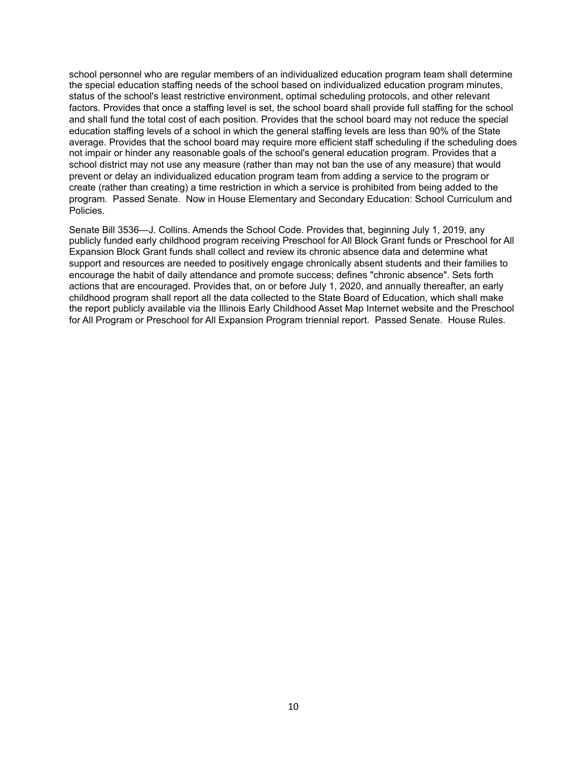school personnel who are regular members of an individualized education program team shall determine the special education staffing needs of the school based on individualized education program minutes, status of the school's least restrictive environment, optimal scheduling protocols, and other relevant factors. Provides that once a staffing level is set, the school board shall provide full staffing for the school and shall fund the total cost of each position. Provides that the school board may not reduce the special education staffing levels of a school in which the general staffing levels are less than 90% of the State average. Provides that the school board may require more efficient staff scheduling if the scheduling does not impair or hinder any reasonable goals of the school's general education program. Provides that a school district may not use any measure (rather than may not ban the use of any measure) that would prevent or delay an individualized education program team from adding a service to the program or create (rather than creating) a time restriction in which a service is prohibited from being added to the program. Passed Senate. Now in House Elementary and Secondary Education: School Curriculum and Policies.

Senate Bill 3536—J. Collins. Amends the School Code. Provides that, beginning July 1, 2019, any publicly funded early childhood program receiving Preschool for All Block Grant funds or Preschool for All Expansion Block Grant funds shall collect and review its chronic absence data and determine what support and resources are needed to positively engage chronically absent students and their families to encourage the habit of daily attendance and promote success; defines "chronic absence". Sets forth actions that are encouraged. Provides that, on or before July 1, 2020, and annually thereafter, an early childhood program shall report all the data collected to the State Board of Education, which shall make the report publicly available via the Illinois Early Childhood Asset Map Internet website and the Preschool for All Program or Preschool for All Expansion Program triennial report. Passed Senate. House Rules.